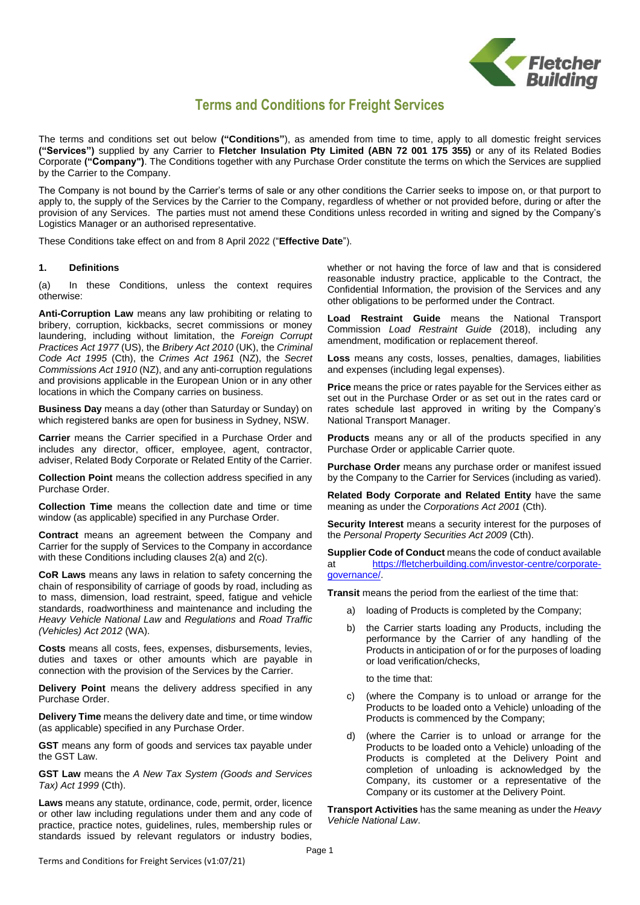# Terms and Conditions for Freight Services

The terms and conditions set out below **("Conditions"**), as amended from time to time, apply to all domestic freight services **("Services")** supplied by any Carrier to **Fletcher Insulation Pty Limited (ABN 72 001 175 355)** or any of its Related Bodies Corporate **("Company")**. The Conditions together with any Purchase Order constitute the terms on which the Services are supplied by the Carrier to the Company.

The Company is not bound by the Carrier's terms of sale or any other conditions the Carrier seeks to impose on, or that purport to apply to, the supply of the Services by the Carrier to the Company, regardless of whether or not provided before, during or after the provision of any Services. The parties must not amend these Conditions unless recorded in writing and signed by the Company's Logistics Manager or an authorised representative.

These Conditions take effect on and from 8 April 2022 ("**Effective Date**").

## 1. Definitions

(a) In these Conditions, unless the context requires otherwise:

**Anti-Corruption Law** means any law prohibiting or relating to bribery, corruption, kickbacks, secret commissions or money laundering, including without limitation, the *Foreign Corrupt Practices Act 1977* (US), the *Bribery Act 2010* (UK), the *Criminal Code Act 1995* (Cth), the *Crimes Act 1961* (NZ), the *Secret Commissions Act 1910* (NZ), and any anti-corruption regulations and provisions applicable in the European Union or in any other locations in which the Company carries on business.

**Business Day** means a day (other than Saturday or Sunday) on which registered banks are open for business in Sydney, NSW.

**Carrier** means the Carrier specified in a Purchase Order and includes any director, officer, employee, agent, contractor, adviser, Related Body Corporate or Related Entity of the Carrier.

**Collection Point** means the collection address specified in any Purchase Order.

**Collection Time** means the collection date and time or time window (as applicable) specified in any Purchase Order.

**Contract** means an agreement between the Company and Carrier for the supply of Services to the Company in accordance with these Conditions including clauses 2(a) and 2(c).

**CoR Laws** means any laws in relation to safety concerning the chain of responsibility of carriage of goods by road, including as to mass, dimension, load restraint, speed, fatigue and vehicle standards, roadworthiness and maintenance and including the *Heavy Vehicle National Law* and *Regulations* and *Road Traffic (Vehicles) Act 2012* (WA).

**Costs** means all costs, fees, expenses, disbursements, levies, duties and taxes or other amounts which are payable in connection with the provision of the Services by the Carrier.

**Delivery Point** means the delivery address specified in any Purchase Order.

**Delivery Time** means the delivery date and time, or time window (as applicable) specified in any Purchase Order.

**GST** means any form of goods and services tax payable under the GST Law.

**GST Law** means the *A New Tax System (Goods and Services Tax) Act 1999* (Cth).

**Laws** means any statute, ordinance, code, permit, order, licence or other law including regulations under them and any code of practice, practice notes, guidelines, rules, membership rules or standards issued by relevant regulators or industry bodies, whether or not having the force of law and that is considered reasonable industry practice, applicable to the Contract, the Confidential Information, the provision of the Services and any other obligations to be performed under the Contract.

**Load Restraint Guide** means the National Transport Commission *Load Restraint Guide* (2018), including any amendment, modification or replacement thereof.

**Loss** means any costs, losses, penalties, damages, liabilities and expenses (including legal expenses).

**Price** means the price or rates payable for the Services either as set out in the Purchase Order or as set out in the rates card or rates schedule last approved in writing by the Company's National Transport Manager.

**Products** means any or all of the products specified in any Purchase Order or applicable Carrier quote.

**Purchase Order** means any purchase order or manifest issued by the Company to the Carrier for Services (including as varied).

**Related Body Corporate and Related Entity** have the same meaning as under the *Corporations Act 2001* (Cth).

**Security Interest** means a security interest for the purposes of the *Personal Property Securities Act 2009* (Cth).

**Supplier Code of Conduct** means the code of conduct available at https://fletcherbuilding.com/investor-centre/corporate-governance/.

**Transit** means the period from the earliest of the time that:

a) loading of Products is completed by the Company;

b) the Carrier starts loading any Products, including the performance by the Carrier of any handling of the Products in anticipation of or for the purposes of loading or load verification/checks,

to the time that:

c) (where the Company is to unload or arrange for the Products to be loaded onto a Vehicle) unloading of the Products is commenced by the Company;

d) (where the Carrier is to unload or arrange for the Products to be loaded onto a Vehicle) unloading of the Products is completed at the Delivery Point and completion of unloading is acknowledged by the Company, its customer or a representative of the Company or its customer at the Delivery Point.

**Transport Activities** has the same meaning as under the *Heavy Vehicle National Law*.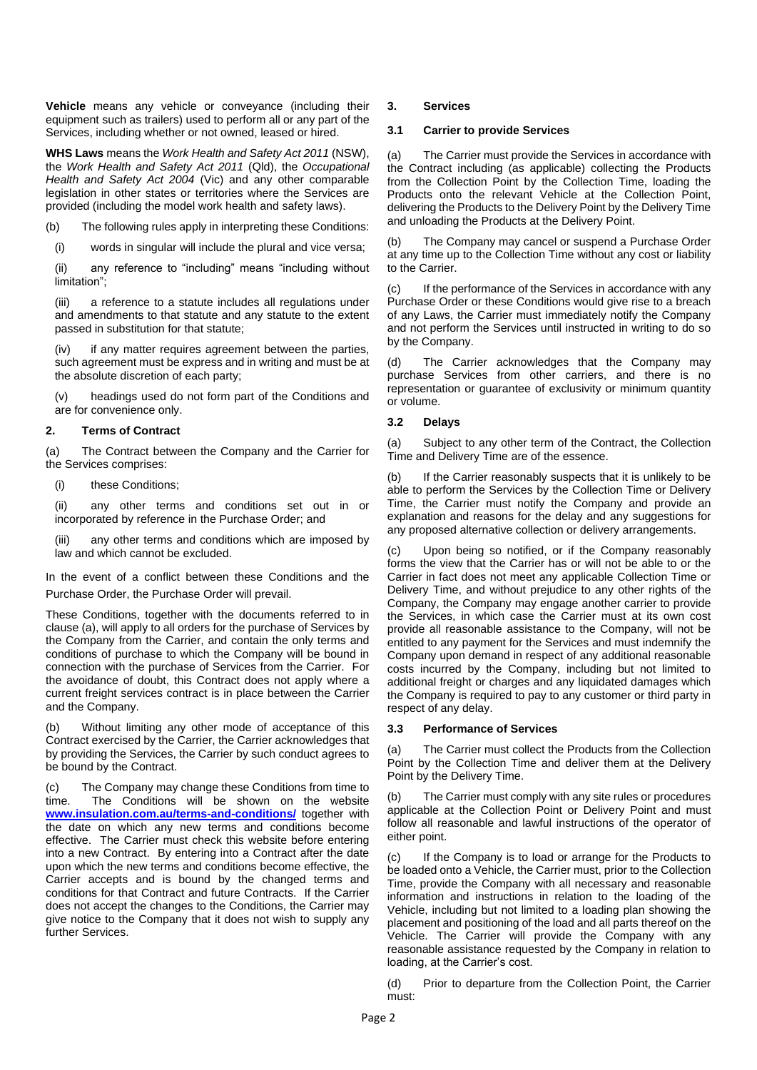**Vehicle** means any vehicle or conveyance (including their equipment such as trailers) used to perform all or any part of the Services, including whether or not owned, leased or hired.

**WHS Laws** means the *Work Health and Safety Act 2011* (NSW), the *Work Health and Safety Act 2011* (Qld), the *Occupational Health and Safety Act 2004* (Vic) and any other comparable legislation in other states or territories where the Services are provided (including the model work health and safety laws).

(b) The following rules apply in interpreting these Conditions:

(i) words in singular will include the plural and vice versa;

(ii) any reference to "including" means "including without limitation";

(iii) a reference to a statute includes all regulations under and amendments to that statute and any statute to the extent passed in substitution for that statute;

(iv) if any matter requires agreement between the parties, such agreement must be express and in writing and must be at the absolute discretion of each party;

(v) headings used do not form part of the Conditions and are for convenience only.

## 2. Terms of Contract

(a) The Contract between the Company and the Carrier for the Services comprises:

(i) these Conditions;

(ii) any other terms and conditions set out in or incorporated by reference in the Purchase Order; and

(iii) any other terms and conditions which are imposed by law and which cannot be excluded.

In the event of a conflict between these Conditions and the Purchase Order, the Purchase Order will prevail.

These Conditions, together with the documents referred to in clause (a), will apply to all orders for the purchase of Services by the Company from the Carrier, and contain the only terms and conditions of purchase to which the Company will be bound in connection with the purchase of Services from the Carrier. For the avoidance of doubt, this Contract does not apply where a current freight services contract is in place between the Carrier and the Company.

(b) Without limiting any other mode of acceptance of this Contract exercised by the Carrier, the Carrier acknowledges that by providing the Services, the Carrier by such conduct agrees to be bound by the Contract.

(c) The Company may change these Conditions from time to time. The Conditions will be shown on the website **www.insulation.com.au/terms-and-conditions/** together with the date on which any new terms and conditions become effective. The Carrier must check this website before entering into a new Contract. By entering into a Contract after the date upon which the new terms and conditions become effective, the Carrier accepts and is bound by the changed terms and conditions for that Contract and future Contracts. If the Carrier does not accept the changes to the Conditions, the Carrier may give notice to the Company that it does not wish to supply any further Services.

## 3. Services

### 3.1 Carrier to provide Services

(a) The Carrier must provide the Services in accordance with the Contract including (as applicable) collecting the Products from the Collection Point by the Collection Time, loading the Products onto the relevant Vehicle at the Collection Point, delivering the Products to the Delivery Point by the Delivery Time and unloading the Products at the Delivery Point.

(b) The Company may cancel or suspend a Purchase Order at any time up to the Collection Time without any cost or liability to the Carrier.

(c) If the performance of the Services in accordance with any Purchase Order or these Conditions would give rise to a breach of any Laws, the Carrier must immediately notify the Company and not perform the Services until instructed in writing to do so by the Company.

(d) The Carrier acknowledges that the Company may purchase Services from other carriers, and there is no representation or guarantee of exclusivity or minimum quantity or volume.

### 3.2 Delays

(a) Subject to any other term of the Contract, the Collection Time and Delivery Time are of the essence.

(b) If the Carrier reasonably suspects that it is unlikely to be able to perform the Services by the Collection Time or Delivery Time, the Carrier must notify the Company and provide an explanation and reasons for the delay and any suggestions for any proposed alternative collection or delivery arrangements.

(c) Upon being so notified, or if the Company reasonably forms the view that the Carrier has or will not be able to or the Carrier in fact does not meet any applicable Collection Time or Delivery Time, and without prejudice to any other rights of the Company, the Company may engage another carrier to provide the Services, in which case the Carrier must at its own cost provide all reasonable assistance to the Company, will not be entitled to any payment for the Services and must indemnify the Company upon demand in respect of any additional reasonable costs incurred by the Company, including but not limited to additional freight or charges and any liquidated damages which the Company is required to pay to any customer or third party in respect of any delay.

### 3.3 Performance of Services

(a) The Carrier must collect the Products from the Collection Point by the Collection Time and deliver them at the Delivery Point by the Delivery Time.

(b) The Carrier must comply with any site rules or procedures applicable at the Collection Point or Delivery Point and must follow all reasonable and lawful instructions of the operator of either point.

(c) If the Company is to load or arrange for the Products to be loaded onto a Vehicle, the Carrier must, prior to the Collection Time, provide the Company with all necessary and reasonable information and instructions in relation to the loading of the Vehicle, including but not limited to a loading plan showing the placement and positioning of the load and all parts thereof on the Vehicle. The Carrier will provide the Company with any reasonable assistance requested by the Company in relation to loading, at the Carrier's cost.

(d) Prior to departure from the Collection Point, the Carrier must: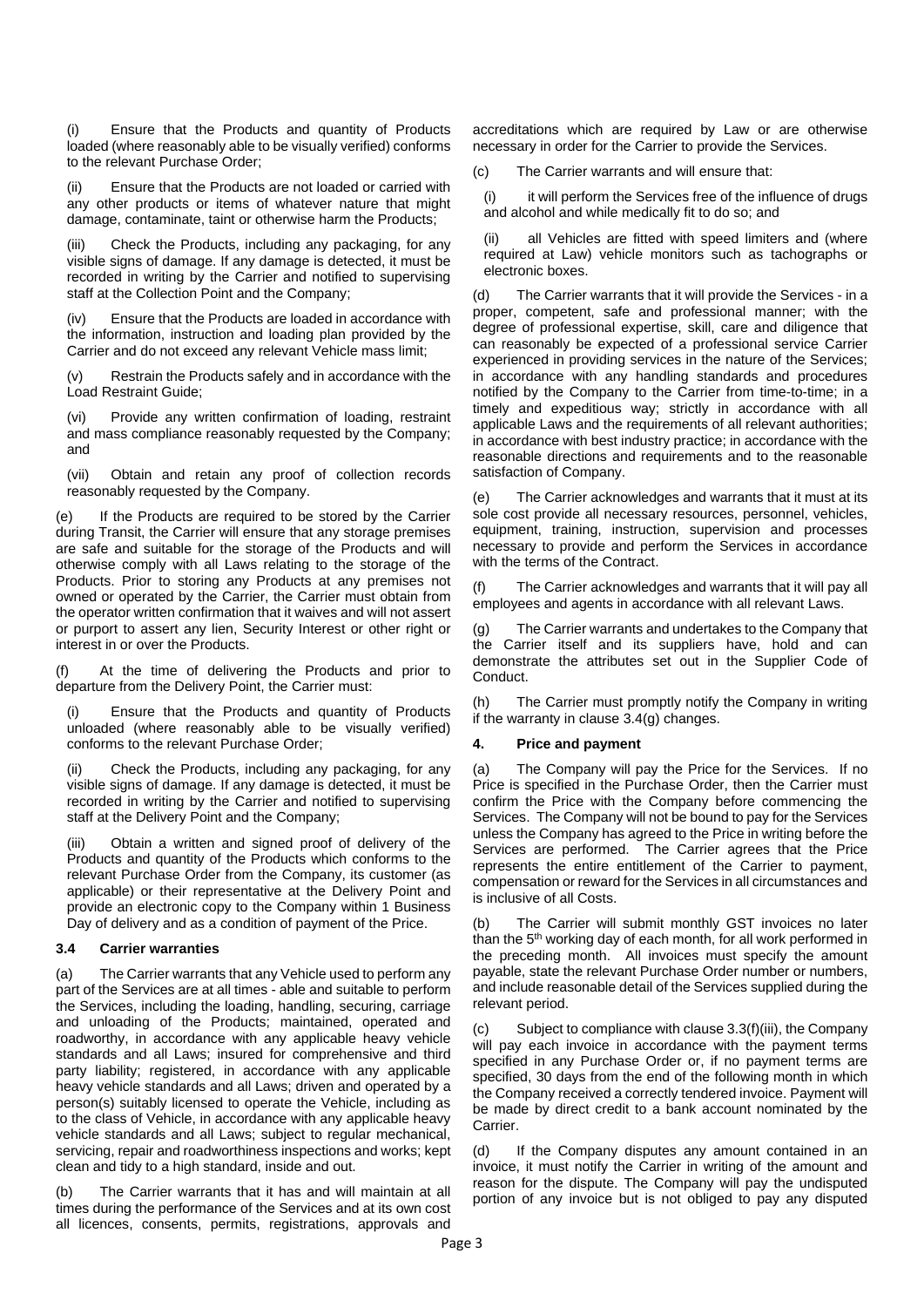(i) Ensure that the Products and quantity of Products loaded (where reasonably able to be visually verified) conforms to the relevant Purchase Order;

(ii) Ensure that the Products are not loaded or carried with any other products or items of whatever nature that might damage, contaminate, taint or otherwise harm the Products;

(iii) Check the Products, including any packaging, for any visible signs of damage. If any damage is detected, it must be recorded in writing by the Carrier and notified to supervising staff at the Collection Point and the Company;

(iv) Ensure that the Products are loaded in accordance with the information, instruction and loading plan provided by the Carrier and do not exceed any relevant Vehicle mass limit;

(v) Restrain the Products safely and in accordance with the Load Restraint Guide;

(vi) Provide any written confirmation of loading, restraint and mass compliance reasonably requested by the Company; and

(vii) Obtain and retain any proof of collection records reasonably requested by the Company.

(e) If the Products are required to be stored by the Carrier during Transit, the Carrier will ensure that any storage premises are safe and suitable for the storage of the Products and will otherwise comply with all Laws relating to the storage of the Products. Prior to storing any Products at any premises not owned or operated by the Carrier, the Carrier must obtain from the operator written confirmation that it waives and will not assert or purport to assert any lien, Security Interest or other right or interest in or over the Products.

(f) At the time of delivering the Products and prior to departure from the Delivery Point, the Carrier must:

(i) Ensure that the Products and quantity of Products unloaded (where reasonably able to be visually verified) conforms to the relevant Purchase Order;

(ii) Check the Products, including any packaging, for any visible signs of damage. If any damage is detected, it must be recorded in writing by the Carrier and notified to supervising staff at the Delivery Point and the Company;

(iii) Obtain a written and signed proof of delivery of the Products and quantity of the Products which conforms to the relevant Purchase Order from the Company, its customer (as applicable) or their representative at the Delivery Point and provide an electronic copy to the Company within 1 Business Day of delivery and as a condition of payment of the Price.

### 3.4 Carrier warranties

(a) The Carrier warrants that any Vehicle used to perform any part of the Services are at all times - able and suitable to perform the Services, including the loading, handling, securing, carriage and unloading of the Products; maintained, operated and roadworthy, in accordance with any applicable heavy vehicle standards and all Laws; insured for comprehensive and third party liability; registered, in accordance with any applicable heavy vehicle standards and all Laws; driven and operated by a person(s) suitably licensed to operate the Vehicle, including as to the class of Vehicle, in accordance with any applicable heavy vehicle standards and all Laws; subject to regular mechanical, servicing, repair and roadworthiness inspections and works; kept clean and tidy to a high standard, inside and out.

(b) The Carrier warrants that it has and will maintain at all times during the performance of the Services and at its own cost all licences, consents, permits, registrations, approvals and accreditations which are required by Law or are otherwise necessary in order for the Carrier to provide the Services.

(c) The Carrier warrants and will ensure that:

(i) it will perform the Services free of the influence of drugs and alcohol and while medically fit to do so; and

(ii) all Vehicles are fitted with speed limiters and (where required at Law) vehicle monitors such as tachographs or electronic boxes.

(d) The Carrier warrants that it will provide the Services - in a proper, competent, safe and professional manner; with the degree of professional expertise, skill, care and diligence that can reasonably be expected of a professional service Carrier experienced in providing services in the nature of the Services; in accordance with any handling standards and procedures notified by the Company to the Carrier from time-to-time; in a timely and expeditious way; strictly in accordance with all applicable Laws and the requirements of all relevant authorities; in accordance with best industry practice; in accordance with the reasonable directions and requirements and to the reasonable satisfaction of Company.

(e) The Carrier acknowledges and warrants that it must at its sole cost provide all necessary resources, personnel, vehicles, equipment, training, instruction, supervision and processes necessary to provide and perform the Services in accordance with the terms of the Contract.

(f) The Carrier acknowledges and warrants that it will pay all employees and agents in accordance with all relevant Laws.

(g) The Carrier warrants and undertakes to the Company that the Carrier itself and its suppliers have, hold and can demonstrate the attributes set out in the Supplier Code of Conduct.

(h) The Carrier must promptly notify the Company in writing if the warranty in clause 3.4(g) changes.

## 4. Price and payment

(a) The Company will pay the Price for the Services. If no Price is specified in the Purchase Order, then the Carrier must confirm the Price with the Company before commencing the Services. The Company will not be bound to pay for the Services unless the Company has agreed to the Price in writing before the Services are performed. The Carrier agrees that the Price represents the entire entitlement of the Carrier to payment, compensation or reward for the Services in all circumstances and is inclusive of all Costs.

(b) The Carrier will submit monthly GST invoices no later than the 5th working day of each month, for all work performed in the preceding month. All invoices must specify the amount payable, state the relevant Purchase Order number or numbers, and include reasonable detail of the Services supplied during the relevant period.

(c) Subject to compliance with clause 3.3(f)(iii), the Company will pay each invoice in accordance with the payment terms specified in any Purchase Order or, if no payment terms are specified, 30 days from the end of the following month in which the Company received a correctly tendered invoice. Payment will be made by direct credit to a bank account nominated by the Carrier.

(d) If the Company disputes any amount contained in an invoice, it must notify the Carrier in writing of the amount and reason for the dispute. The Company will pay the undisputed portion of any invoice but is not obliged to pay any disputed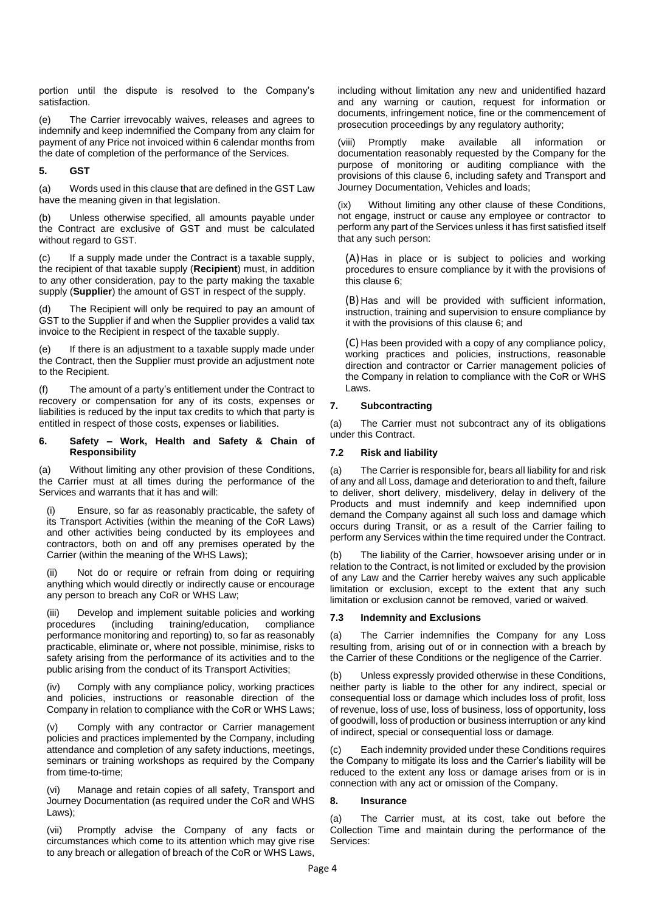portion until the dispute is resolved to the Company's satisfaction.

(e) The Carrier irrevocably waives, releases and agrees to indemnify and keep indemnified the Company from any claim for payment of any Price not invoiced within 6 calendar months from the date of completion of the performance of the Services.

## 5. GST

(a) Words used in this clause that are defined in the GST Law have the meaning given in that legislation.

(b) Unless otherwise specified, all amounts payable under the Contract are exclusive of GST and must be calculated without regard to GST.

(c) If a supply made under the Contract is a taxable supply, the recipient of that taxable supply (**Recipient**) must, in addition to any other consideration, pay to the party making the taxable supply (**Supplier**) the amount of GST in respect of the supply.

(d) The Recipient will only be required to pay an amount of GST to the Supplier if and when the Supplier provides a valid tax invoice to the Recipient in respect of the taxable supply.

(e) If there is an adjustment to a taxable supply made under the Contract, then the Supplier must provide an adjustment note to the Recipient.

(f) The amount of a party's entitlement under the Contract to recovery or compensation for any of its costs, expenses or liabilities is reduced by the input tax credits to which that party is entitled in respect of those costs, expenses or liabilities.

## 6. Safety – Work, Health and Safety & Chain of Responsibility

(a) Without limiting any other provision of these Conditions, the Carrier must at all times during the performance of the Services and warrants that it has and will:

(i) Ensure, so far as reasonably practicable, the safety of its Transport Activities (within the meaning of the CoR Laws) and other activities being conducted by its employees and contractors, both on and off any premises operated by the Carrier (within the meaning of the WHS Laws);

(ii) Not do or require or refrain from doing or requiring anything which would directly or indirectly cause or encourage any person to breach any CoR or WHS Law;

(iii) Develop and implement suitable policies and working procedures (including training/education, compliance performance monitoring and reporting) to, so far as reasonably practicable, eliminate or, where not possible, minimise, risks to safety arising from the performance of its activities and to the public arising from the conduct of its Transport Activities;

(iv) Comply with any compliance policy, working practices and policies, instructions or reasonable direction of the Company in relation to compliance with the CoR or WHS Laws;

(v) Comply with any contractor or Carrier management policies and practices implemented by the Company, including attendance and completion of any safety inductions, meetings, seminars or training workshops as required by the Company from time-to-time;

(vi) Manage and retain copies of all safety, Transport and Journey Documentation (as required under the CoR and WHS Laws);

(vii) Promptly advise the Company of any facts or circumstances which come to its attention which may give rise to any breach or allegation of breach of the CoR or WHS Laws, including without limitation any new and unidentified hazard and any warning or caution, request for information or documents, infringement notice, fine or the commencement of prosecution proceedings by any regulatory authority;

(viii) Promptly make available all information or documentation reasonably requested by the Company for the purpose of monitoring or auditing compliance with the provisions of this clause 6, including safety and Transport and Journey Documentation, Vehicles and loads;

(ix) Without limiting any other clause of these Conditions, not engage, instruct or cause any employee or contractor to perform any part of the Services unless it has first satisfied itself that any such person:

(A) Has in place or is subject to policies and working procedures to ensure compliance by it with the provisions of this clause 6;

(B) Has and will be provided with sufficient information, instruction, training and supervision to ensure compliance by it with the provisions of this clause 6; and

(C) Has been provided with a copy of any compliance policy, working practices and policies, instructions, reasonable direction and contractor or Carrier management policies of the Company in relation to compliance with the CoR or WHS Laws.

## 7. Subcontracting

(a) The Carrier must not subcontract any of its obligations under this Contract.

### 7.2 Risk and liability

(a) The Carrier is responsible for, bears all liability for and risk of any and all Loss, damage and deterioration to and theft, failure to deliver, short delivery, misdelivery, delay in delivery of the Products and must indemnify and keep indemnified upon demand the Company against all such loss and damage which occurs during Transit, or as a result of the Carrier failing to perform any Services within the time required under the Contract.

(b) The liability of the Carrier, howsoever arising under or in relation to the Contract, is not limited or excluded by the provision of any Law and the Carrier hereby waives any such applicable limitation or exclusion, except to the extent that any such limitation or exclusion cannot be removed, varied or waived.

### 7.3 Indemnity and Exclusions

(a) The Carrier indemnifies the Company for any Loss resulting from, arising out of or in connection with a breach by the Carrier of these Conditions or the negligence of the Carrier.

(b) Unless expressly provided otherwise in these Conditions, neither party is liable to the other for any indirect, special or consequential loss or damage which includes loss of profit, loss of revenue, loss of use, loss of business, loss of opportunity, loss of goodwill, loss of production or business interruption or any kind of indirect, special or consequential loss or damage.

(c) Each indemnity provided under these Conditions requires the Company to mitigate its loss and the Carrier's liability will be reduced to the extent any loss or damage arises from or is in connection with any act or omission of the Company.

## 8. Insurance

(a) The Carrier must, at its cost, take out before the Collection Time and maintain during the performance of the Services: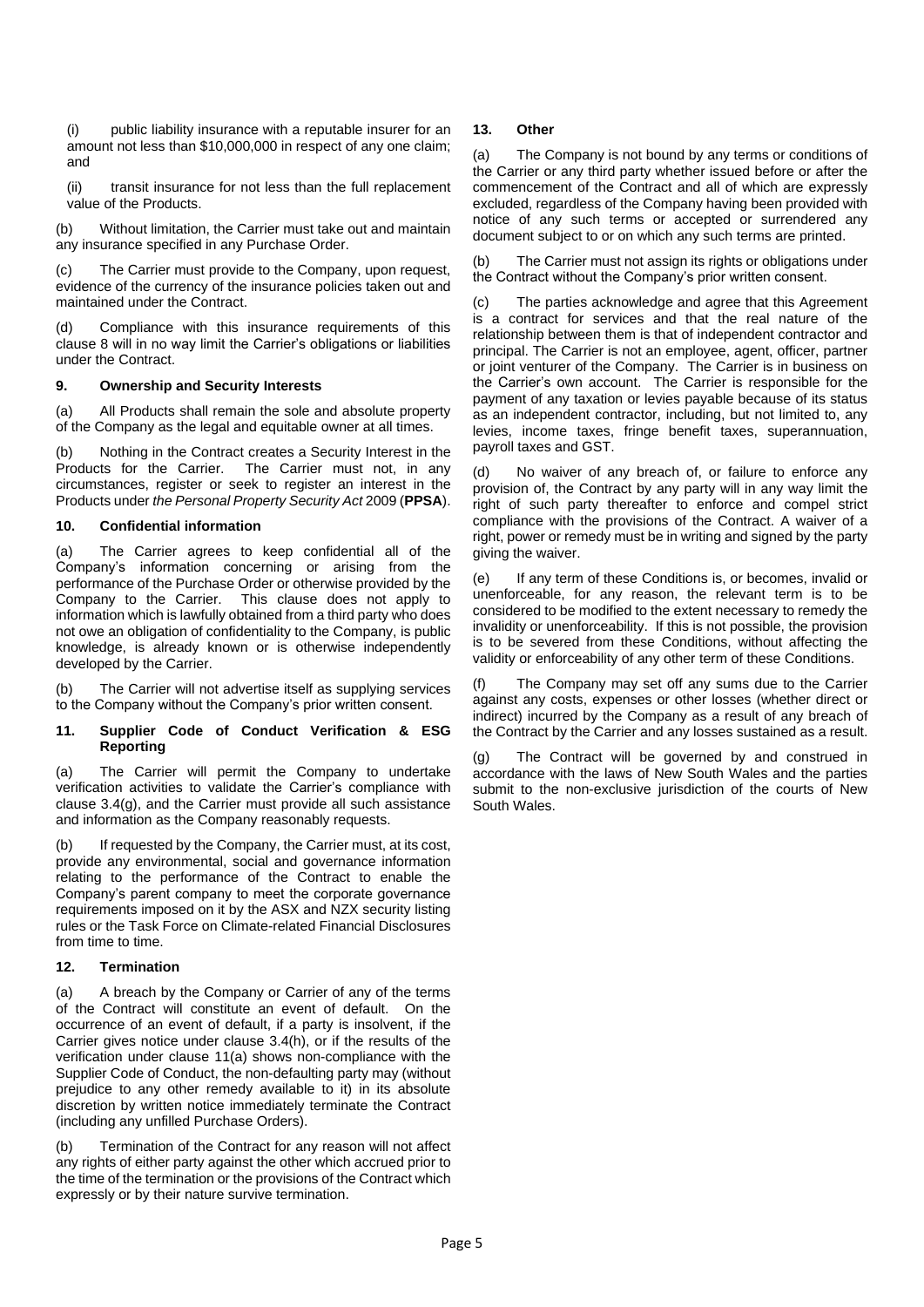(i) public liability insurance with a reputable insurer for an amount not less than $10,000,000 in respect of any one claim; and

(ii) transit insurance for not less than the full replacement value of the Products.

(b) Without limitation, the Carrier must take out and maintain any insurance specified in any Purchase Order.

(c) The Carrier must provide to the Company, upon request, evidence of the currency of the insurance policies taken out and maintained under the Contract.

(d) Compliance with this insurance requirements of this clause 8 will in no way limit the Carrier's obligations or liabilities under the Contract.

### 9. Ownership and Security Interests

(a) All Products shall remain the sole and absolute property of the Company as the legal and equitable owner at all times.

(b) Nothing in the Contract creates a Security Interest in the Products for the Carrier. The Carrier must not, in any circumstances, register or seek to register an interest in the Products under *the Personal Property Security Act* 2009 (**PPSA**).

### 10. Confidential information

(a) The Carrier agrees to keep confidential all of the Company's information concerning or arising from the performance of the Purchase Order or otherwise provided by the Company to the Carrier. This clause does not apply to information which is lawfully obtained from a third party who does not owe an obligation of confidentiality to the Company, is public knowledge, is already known or is otherwise independently developed by the Carrier.

(b) The Carrier will not advertise itself as supplying services to the Company without the Company's prior written consent.

### 11. Supplier Code of Conduct Verification & ESG Reporting

(a) The Carrier will permit the Company to undertake verification activities to validate the Carrier's compliance with clause 3.4(g), and the Carrier must provide all such assistance and information as the Company reasonably requests.

(b) If requested by the Company, the Carrier must, at its cost, provide any environmental, social and governance information relating to the performance of the Contract to enable the Company's parent company to meet the corporate governance requirements imposed on it by the ASX and NZX security listing rules or the Task Force on Climate-related Financial Disclosures from time to time.

### 12. Termination

(a) A breach by the Company or Carrier of any of the terms of the Contract will constitute an event of default. On the occurrence of an event of default, if a party is insolvent, if the Carrier gives notice under clause 3.4(h), or if the results of the verification under clause 11(a) shows non-compliance with the Supplier Code of Conduct, the non-defaulting party may (without prejudice to any other remedy available to it) in its absolute discretion by written notice immediately terminate the Contract (including any unfilled Purchase Orders).

(b) Termination of the Contract for any reason will not affect any rights of either party against the other which accrued prior to the time of the termination or the provisions of the Contract which expressly or by their nature survive termination.

### 13. Other

(a) The Company is not bound by any terms or conditions of the Carrier or any third party whether issued before or after the commencement of the Contract and all of which are expressly excluded, regardless of the Company having been provided with notice of any such terms or accepted or surrendered any document subject to or on which any such terms are printed.

(b) The Carrier must not assign its rights or obligations under the Contract without the Company's prior written consent.

(c) The parties acknowledge and agree that this Agreement is a contract for services and that the real nature of the relationship between them is that of independent contractor and principal. The Carrier is not an employee, agent, officer, partner or joint venturer of the Company. The Carrier is in business on the Carrier's own account. The Carrier is responsible for the payment of any taxation or levies payable because of its status as an independent contractor, including, but not limited to, any levies, income taxes, fringe benefit taxes, superannuation, payroll taxes and GST.

(d) No waiver of any breach of, or failure to enforce any provision of, the Contract by any party will in any way limit the right of such party thereafter to enforce and compel strict compliance with the provisions of the Contract. A waiver of a right, power or remedy must be in writing and signed by the party giving the waiver.

(e) If any term of these Conditions is, or becomes, invalid or unenforceable, for any reason, the relevant term is to be considered to be modified to the extent necessary to remedy the invalidity or unenforceability. If this is not possible, the provision is to be severed from these Conditions, without affecting the validity or enforceability of any other term of these Conditions.

(f) The Company may set off any sums due to the Carrier against any costs, expenses or other losses (whether direct or indirect) incurred by the Company as a result of any breach of the Contract by the Carrier and any losses sustained as a result.

(g) The Contract will be governed by and construed in accordance with the laws of New South Wales and the parties submit to the non-exclusive jurisdiction of the courts of New South Wales.